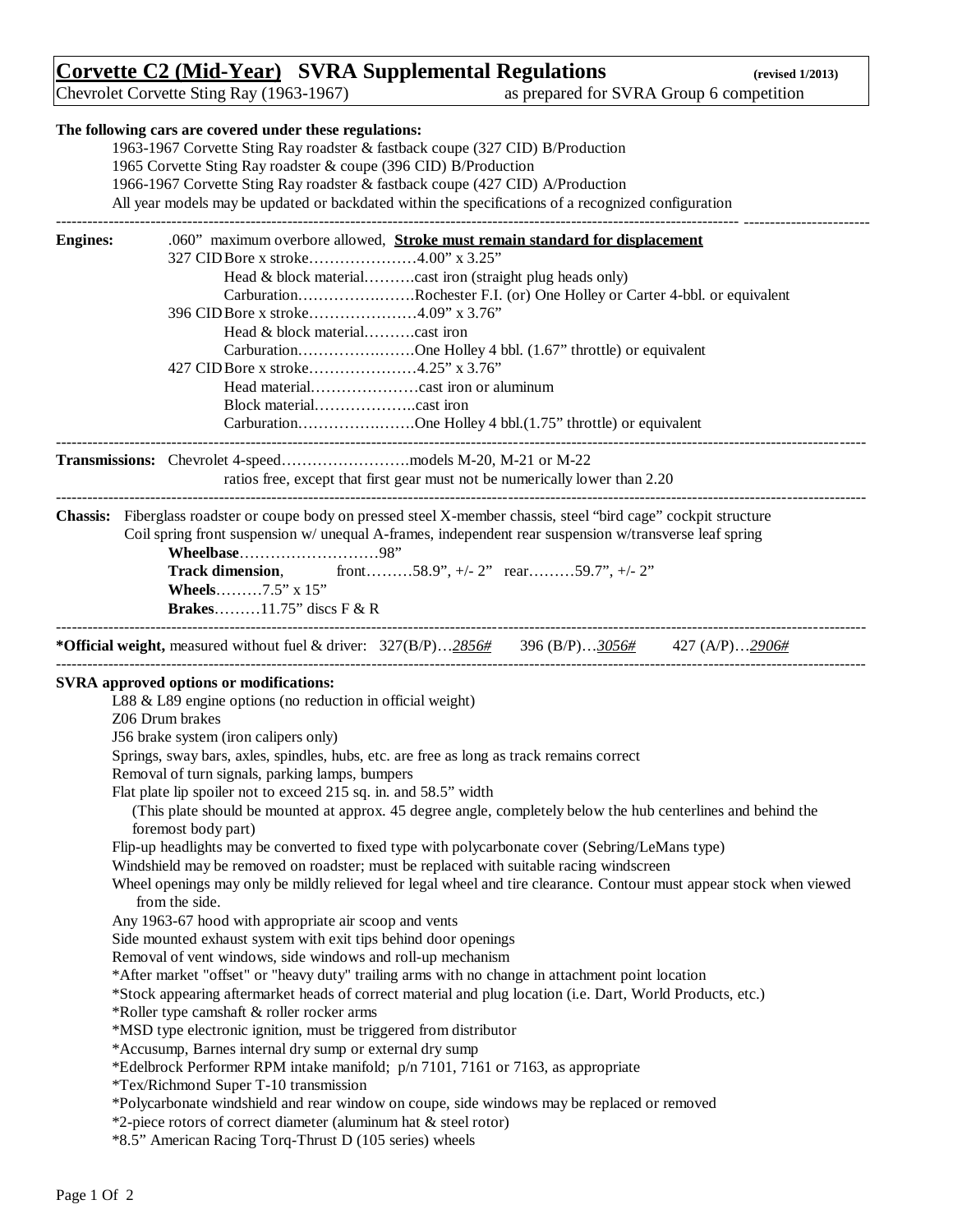# <u>Corvette C2 (Mid-Year)</u> SVRA Supplemental Regulations (revised 1/2013)

Chevrolet Corvette Sting Ray (1963-1967) as prepared for SVRA Group 6 competition

**The following cars are covered under these regulations:**

1963-1967 Corvette Sting Ray roadster & fastback coupe (327 CID) B/Production
1965 Corvette Sting Ray roadster & coupe (396 CID) B/Production
1966-1967 Corvette Sting Ray roadster & fastback coupe (427 CID) A/Production
All year models may be updated or backdated within the specifications of a recognized configuration

---

**Engines:** .060" maximum overbore allowed, **<u>Stroke must remain standard for displacement</u>**

327 CID Bore x stroke…………………4.00" x 3.25"
Head & block material……….cast iron (straight plug heads only)
Carburation…………………..Rochester F.I. (or) One Holley or Carter 4-bbl. or equivalent

396 CID Bore x stroke…………………4.09" x 3.76"
Head & block material……….cast iron
Carburation…………………..One Holley 4 bbl. (1.67" throttle) or equivalent

427 CID Bore x stroke…………………4.25" x 3.76"
Head material…………………cast iron or aluminum
Block material………………..cast iron
Carburation…………………..One Holley 4 bbl.(1.75" throttle) or equivalent

---

**Transmissions:** Chevrolet 4-speed…………………….models M-20, M-21 or M-22
ratios free, except that first gear must not be numerically lower than 2.20

---

**Chassis:** Fiberglass roadster or coupe body on pressed steel X-member chassis, steel "bird cage" cockpit structure
Coil spring front suspension w/ unequal A-frames, independent rear suspension w/transverse leaf spring

**Wheelbase**………………………98"
**Track dimension**, front………58.9", +/- 2" rear………59.7", +/- 2"
**Wheels**………7.5" x 15"
**Brakes**………11.75" discs F & R

---

***Official weight,** measured without fuel & driver: 327(B/P)…*<u>2856#</u>* 396 (B/P)…*<u>3056#</u>* 427 (A/P)…*<u>2906#</u>*

---

**SVRA approved options or modifications:**

L88 & L89 engine options (no reduction in official weight)
Z06 Drum brakes
J56 brake system (iron calipers only)
Springs, sway bars, axles, spindles, hubs, etc. are free as long as track remains correct
Removal of turn signals, parking lamps, bumpers
Flat plate lip spoiler not to exceed 215 sq. in. and 58.5" width
(This plate should be mounted at approx. 45 degree angle, completely below the hub centerlines and behind the foremost body part)
Flip-up headlights may be converted to fixed type with polycarbonate cover (Sebring/LeMans type)
Windshield may be removed on roadster; must be replaced with suitable racing windscreen
Wheel openings may only be mildly relieved for legal wheel and tire clearance. Contour must appear stock when viewed from the side.
Any 1963-67 hood with appropriate air scoop and vents
Side mounted exhaust system with exit tips behind door openings
Removal of vent windows, side windows and roll-up mechanism
*After market "offset" or "heavy duty" trailing arms with no change in attachment point location
*Stock appearing aftermarket heads of correct material and plug location (i.e. Dart, World Products, etc.)
*Roller type camshaft & roller rocker arms
*MSD type electronic ignition, must be triggered from distributor
*Accusump, Barnes internal dry sump or external dry sump
*Edelbrock Performer RPM intake manifold; p/n 7101, 7161 or 7163, as appropriate
*Tex/Richmond Super T-10 transmission
*Polycarbonate windshield and rear window on coupe, side windows may be replaced or removed
*2-piece rotors of correct diameter (aluminum hat & steel rotor)
*8.5" American Racing Torq-Thrust D (105 series) wheels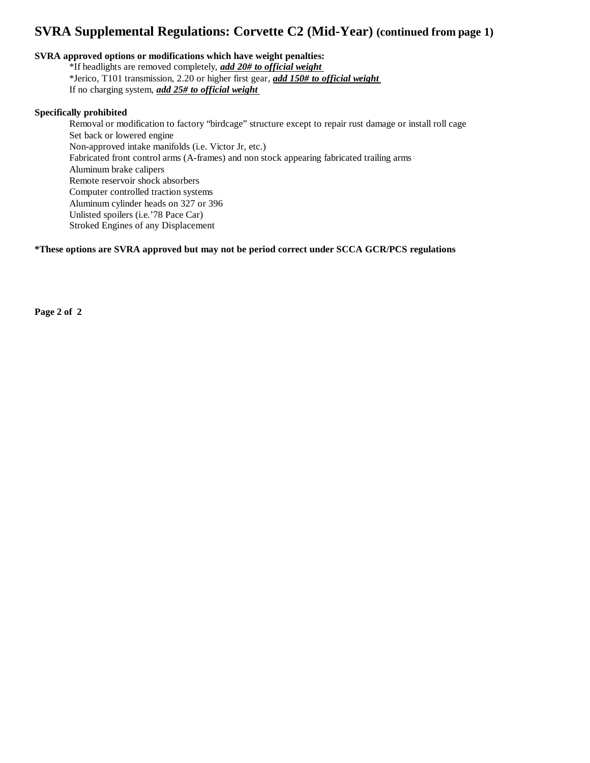# SVRA Supplemental Regulations: Corvette C2 (Mid-Year) (continued from page 1)

**SVRA approved options or modifications which have weight penalties:**

*If headlights are removed completely, ***add 20# to official weight***

*Jerico, T101 transmission, 2.20 or higher first gear, ***add 150# to official weight***

If no charging system, ***add 25# to official weight***

**Specifically prohibited**

Removal or modification to factory "birdcage" structure except to repair rust damage or install roll cage

Set back or lowered engine

Non-approved intake manifolds (i.e. Victor Jr, etc.)

Fabricated front control arms (A-frames) and non stock appearing fabricated trailing arms

Aluminum brake calipers

Remote reservoir shock absorbers

Computer controlled traction systems

Aluminum cylinder heads on 327 or 396

Unlisted spoilers (i.e.'78 Pace Car)

Stroked Engines of any Displacement

**\*These options are SVRA approved but may not be period correct under SCCA GCR/PCS regulations**